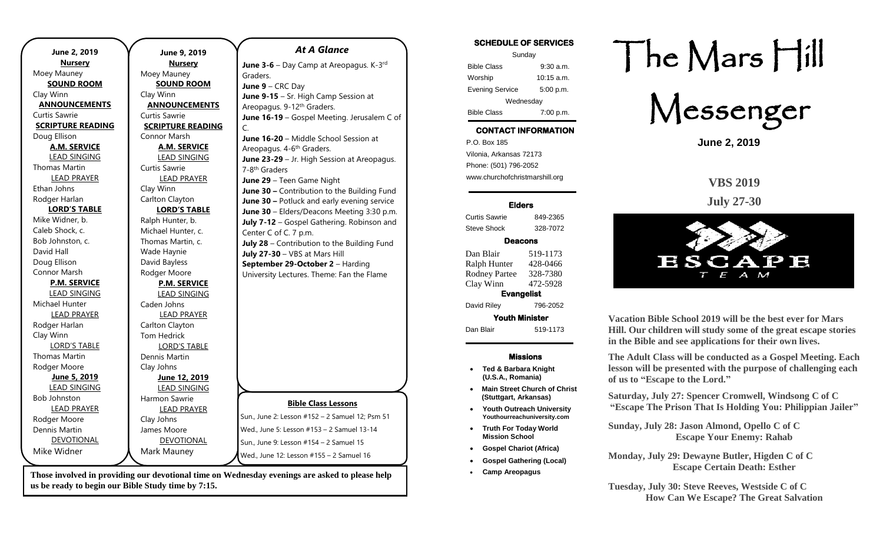**June 2, 2019**

**Nursery**
Moey Mauney

**SOUND ROOM**
Clay Winn

**ANNOUNCEMENTS**
Curtis Sawrie

**SCRIPTURE READING**
Doug Ellison

**A.M. SERVICE**

LEAD SINGING
Thomas Martin

LEAD PRAYER
Ethan Johns
Rodger Harlan

**LORD'S TABLE**
Mike Widner, b.
Caleb Shock, c.
Bob Johnston, c.
David Hall
Doug Ellison
Connor Marsh

**P.M. SERVICE**

LEAD SINGING
Michael Hunter

LEAD PRAYER
Rodger Harlan
Clay Winn

LORD'S TABLE
Thomas Martin
Rodger Moore

**June 5, 2019**

LEAD SINGING
Bob Johnston

LEAD PRAYER
Rodger Moore
Dennis Martin

DEVOTIONAL
Mike Widner

**June 9, 2019**

**Nursery**
Moey Mauney

**SOUND ROOM**
Clay Winn

**ANNOUNCEMENTS**
Curtis Sawrie

**SCRIPTURE READING**
Connor Marsh

**A.M. SERVICE**

LEAD SINGING
Curtis Sawrie

LEAD PRAYER
Clay Winn
Carlton Clayton

**LORD'S TABLE**
Ralph Hunter, b.
Michael Hunter, c.
Thomas Martin, c.
Wade Haynie
David Bayless
Rodger Moore

**P.M. SERVICE**

LEAD SINGING
Caden Johns

LEAD PRAYER
Carlton Clayton
Tom Hedrick

LORD'S TABLE
Dennis Martin
Clay Johns

**June 12, 2019**

LEAD SINGING
Harmon Sawrie

LEAD PRAYER
Clay Johns
James Moore

DEVOTIONAL
Mark Mauney

## *At A Glance*

**June 3-6** – Day Camp at Areopagus. K-3rd Graders.
**June 9** – CRC Day
**June 9-15** – Sr. High Camp Session at Areopagus. 9-12th Graders.
**June 16-19** – Gospel Meeting. Jerusalem C of C.
**June 16-20** – Middle School Session at Areopagus. 4-6th Graders.
**June 23-29** – Jr. High Session at Areopagus. 7-8th Graders
**June 29** – Teen Game Night
**June 30 –** Contribution to the Building Fund
**June 30 –** Potluck and early evening service
**June 30** – Elders/Deacons Meeting 3:30 p.m.
**July 7-12** – Gospel Gathering. Robinson and Center C of C. 7 p.m.
**July 28** – Contribution to the Building Fund
**July 27-30** – VBS at Mars Hill
**September 29-October 2** – Harding University Lectures. Theme: Fan the Flame

**Bible Class Lessons**

Sun., June 2: Lesson #152 – 2 Samuel 12; Psm 51
Wed., June 5: Lesson #153 – 2 Samuel 13-14
Sun., June 9: Lesson #154 – 2 Samuel 15
Wed., June 12: Lesson #155 – 2 Samuel 16

**Those involved in providing our devotional time on Wednesday evenings are asked to please help us be ready to begin our Bible Study time by 7:15.**

**SCHEDULE OF SERVICES**

| Sunday | |
|---|---|
| Bible Class | 9:30 a.m. |
| Worship | 10:15 a.m. |
| Evening Service | 5:00 p.m. |
| Wednesday | |
| Bible Class | 7:00 p.m. |

**CONTACT INFORMATION**

P.O. Box 185
Vilonia, Arkansas 72173
Phone: (501) 796-2052
www.churchofchristmarshill.org

**Elders**

| | |
|---|---|
| Curtis Sawrie | 849-2365 |
| Steve Shock | 328-7072 |

**Deacons**

| | |
|---|---|
| Dan Blair | 519-1173 |
| Ralph Hunter | 428-0466 |
| Rodney Partee | 328-7380 |
| Clay Winn | 472-5928 |

**Evangelist**

| | |
|---|---|
| David Riley | 796-2052 |

**Youth Minister**

| | |
|---|---|
| Dan Blair | 519-1173 |

**Missions**

- **Ted & Barbara Knight (U.S.A., Romania)**
- **Main Street Church of Christ (Stuttgart, Arkansas)**
- **Youth Outreach University Youthourreachuniversity.com**
- **Truth For Today World Mission School**
- **Gospel Chariot (Africa)**
- **Gospel Gathering (Local)**
- **Camp Areopagus**

# The Mars Hill Messenger

**June 2, 2019**

## VBS 2019

## July 27-30

ESCAPE TEAM

**Vacation Bible School 2019 will be the best ever for Mars Hill. Our children will study some of the great escape stories in the Bible and see applications for their own lives.**

**The Adult Class will be conducted as a Gospel Meeting. Each lesson will be presented with the purpose of challenging each of us to "Escape to the Lord."**

**Saturday, July 27: Spencer Cromwell, Windsong C of C "Escape The Prison That Is Holding You: Philippian Jailer"**

**Sunday, July 28: Jason Almond, Opello C of C Escape Your Enemy: Rahab**

**Monday, July 29: Dewayne Butler, Higden C of C Escape Certain Death: Esther**

**Tuesday, July 30: Steve Reeves, Westside C of C How Can We Escape? The Great Salvation**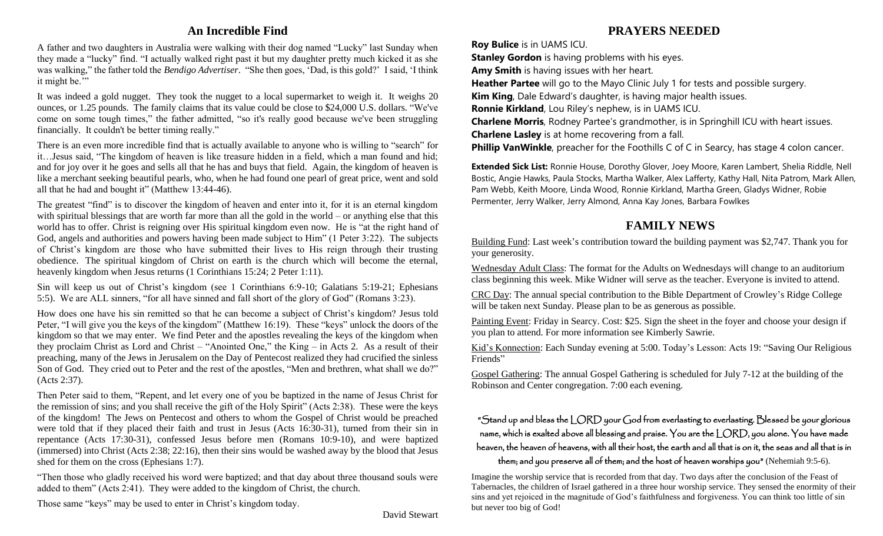## An Incredible Find

A father and two daughters in Australia were walking with their dog named "Lucky" last Sunday when they made a "lucky" find. "I actually walked right past it but my daughter pretty much kicked it as she was walking," the father told the *Bendigo Advertiser*. "She then goes, 'Dad, is this gold?' I said, 'I think it might be.'"

It was indeed a gold nugget. They took the nugget to a local supermarket to weigh it. It weighs 20 ounces, or 1.25 pounds. The family claims that its value could be close to $24,000 U.S. dollars. "We've come on some tough times," the father admitted, "so it's really good because we've been struggling financially. It couldn't be better timing really."

There is an even more incredible find that is actually available to anyone who is willing to "search" for it…Jesus said, "The kingdom of heaven is like treasure hidden in a field, which a man found and hid; and for joy over it he goes and sells all that he has and buys that field. Again, the kingdom of heaven is like a merchant seeking beautiful pearls, who, when he had found one pearl of great price, went and sold all that he had and bought it" (Matthew 13:44-46).

The greatest "find" is to discover the kingdom of heaven and enter into it, for it is an eternal kingdom with spiritual blessings that are worth far more than all the gold in the world – or anything else that this world has to offer. Christ is reigning over His spiritual kingdom even now. He is "at the right hand of God, angels and authorities and powers having been made subject to Him" (1 Peter 3:22). The subjects of Christ's kingdom are those who have submitted their lives to His reign through their trusting obedience. The spiritual kingdom of Christ on earth is the church which will become the eternal, heavenly kingdom when Jesus returns (1 Corinthians 15:24; 2 Peter 1:11).

Sin will keep us out of Christ's kingdom (see 1 Corinthians 6:9-10; Galatians 5:19-21; Ephesians 5:5). We are ALL sinners, "for all have sinned and fall short of the glory of God" (Romans 3:23).

How does one have his sin remitted so that he can become a subject of Christ's kingdom? Jesus told Peter, "I will give you the keys of the kingdom" (Matthew 16:19). These "keys" unlock the doors of the kingdom so that we may enter. We find Peter and the apostles revealing the keys of the kingdom when they proclaim Christ as Lord and Christ – "Anointed One," the King – in Acts 2. As a result of their preaching, many of the Jews in Jerusalem on the Day of Pentecost realized they had crucified the sinless Son of God. They cried out to Peter and the rest of the apostles, "Men and brethren, what shall we do?" (Acts 2:37).

Then Peter said to them, "Repent, and let every one of you be baptized in the name of Jesus Christ for the remission of sins; and you shall receive the gift of the Holy Spirit" (Acts 2:38). These were the keys of the kingdom! The Jews on Pentecost and others to whom the Gospel of Christ would be preached were told that if they placed their faith and trust in Jesus (Acts 16:30-31), turned from their sin in repentance (Acts 17:30-31), confessed Jesus before men (Romans 10:9-10), and were baptized (immersed) into Christ (Acts 2:38; 22:16), then their sins would be washed away by the blood that Jesus shed for them on the cross (Ephesians 1:7).

"Then those who gladly received his word were baptized; and that day about three thousand souls were added to them" (Acts 2:41). They were added to the kingdom of Christ, the church.

Those same "keys" may be used to enter in Christ's kingdom today.

David Stewart

## PRAYERS NEEDED

**Roy Bulice** is in UAMS ICU.
**Stanley Gordon** is having problems with his eyes.
**Amy Smith** is having issues with her heart.
**Heather Partee** will go to the Mayo Clinic July 1 for tests and possible surgery.
**Kim King**, Dale Edward's daughter, is having major health issues.
**Ronnie Kirkland**, Lou Riley's nephew, is in UAMS ICU.
**Charlene Morris**, Rodney Partee's grandmother, is in Springhill ICU with heart issues.
**Charlene Lasley** is at home recovering from a fall.
**Phillip VanWinkle**, preacher for the Foothills C of C in Searcy, has stage 4 colon cancer.

**Extended Sick List:** Ronnie House, Dorothy Glover, Joey Moore, Karen Lambert, Shelia Riddle, Nell Bostic, Angie Hawks, Paula Stocks, Martha Walker, Alex Lafferty, Kathy Hall, Nita Patrom, Mark Allen, Pam Webb, Keith Moore, Linda Wood, Ronnie Kirkland, Martha Green, Gladys Widner, Robie Permenter, Jerry Walker, Jerry Almond, Anna Kay Jones, Barbara Fowlkes

## FAMILY NEWS

Building Fund: Last week's contribution toward the building payment was $2,747. Thank you for your generosity.

Wednesday Adult Class: The format for the Adults on Wednesdays will change to an auditorium class beginning this week. Mike Widner will serve as the teacher. Everyone is invited to attend.

CRC Day: The annual special contribution to the Bible Department of Crowley's Ridge College will be taken next Sunday. Please plan to be as generous as possible.

Painting Event: Friday in Searcy. Cost: $25. Sign the sheet in the foyer and choose your design if you plan to attend. For more information see Kimberly Sawrie.

Kid's Konnection: Each Sunday evening at 5:00. Today's Lesson: Acts 19: "Saving Our Religious Friends"

Gospel Gathering: The annual Gospel Gathering is scheduled for July 7-12 at the building of the Robinson and Center congregation. 7:00 each evening.

"Stand up and bless the LORD your God from everlasting to everlasting. Blessed be your glorious name, which is exalted above all blessing and praise. You are the LORD, you alone. You have made heaven, the heaven of heavens, with all their host, the earth and all that is on it, the seas and all that is in them; and you preserve all of them; and the host of heaven worships you" (Nehemiah 9:5-6).

Imagine the worship service that is recorded from that day. Two days after the conclusion of the Feast of Tabernacles, the children of Israel gathered in a three hour worship service. They sensed the enormity of their sins and yet rejoiced in the magnitude of God's faithfulness and forgiveness. You can think too little of sin but never too big of God!